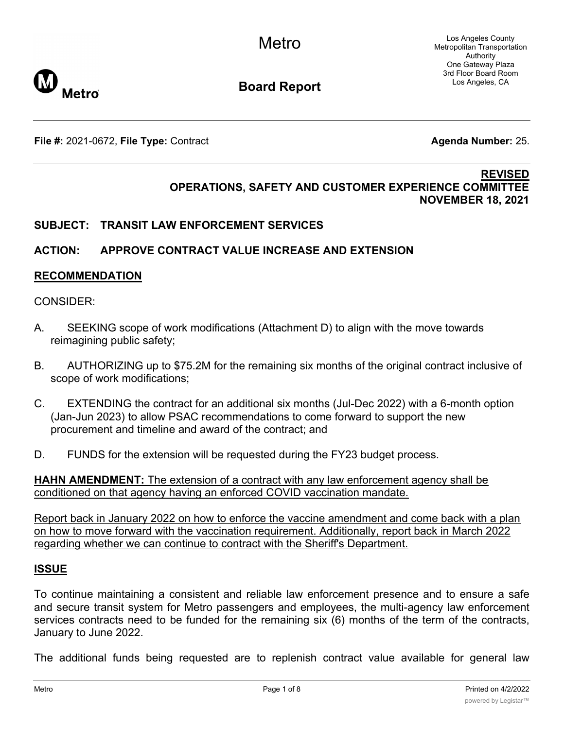Metro

Los Angeles County Metropolitan Transportation Authority
One Gateway Plaza
3rd Floor Board Room
Los Angeles, CA

**Board Report**

**File #:** 2021-0672, **File Type:** Contract **Agenda Number:** 25.

**REVISED**
**OPERATIONS, SAFETY AND CUSTOMER EXPERIENCE COMMITTEE**
**NOVEMBER 18, 2021**

**SUBJECT: TRANSIT LAW ENFORCEMENT SERVICES**

**ACTION: APPROVE CONTRACT VALUE INCREASE AND EXTENSION**

## RECOMMENDATION

CONSIDER:

A. SEEKING scope of work modifications (Attachment D) to align with the move towards reimagining public safety;

B. AUTHORIZING up to $75.2M for the remaining six months of the original contract inclusive of scope of work modifications;

C. EXTENDING the contract for an additional six months (Jul-Dec 2022) with a 6-month option (Jan-Jun 2023) to allow PSAC recommendations to come forward to support the new procurement and timeline and award of the contract; and

D. FUNDS for the extension will be requested during the FY23 budget process.

**HAHN AMENDMENT:** The extension of a contract with any law enforcement agency shall be conditioned on that agency having an enforced COVID vaccination mandate.

Report back in January 2022 on how to enforce the vaccine amendment and come back with a plan on how to move forward with the vaccination requirement. Additionally, report back in March 2022 regarding whether we can continue to contract with the Sheriff's Department.

## ISSUE

To continue maintaining a consistent and reliable law enforcement presence and to ensure a safe and secure transit system for Metro passengers and employees, the multi-agency law enforcement services contracts need to be funded for the remaining six (6) months of the term of the contracts, January to June 2022.

The additional funds being requested are to replenish contract value available for general law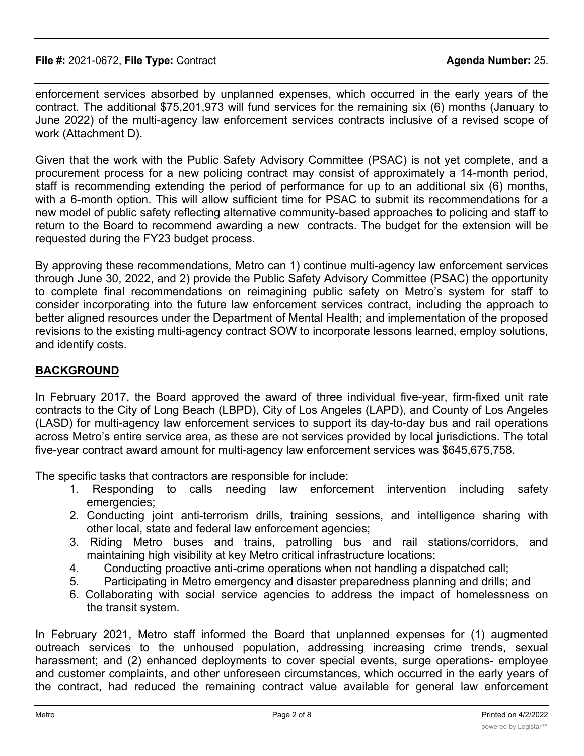enforcement services absorbed by unplanned expenses, which occurred in the early years of the contract. The additional $75,201,973 will fund services for the remaining six (6) months (January to June 2022) of the multi-agency law enforcement services contracts inclusive of a revised scope of work (Attachment D).

Given that the work with the Public Safety Advisory Committee (PSAC) is not yet complete, and a procurement process for a new policing contract may consist of approximately a 14-month period, staff is recommending extending the period of performance for up to an additional six (6) months, with a 6-month option. This will allow sufficient time for PSAC to submit its recommendations for a new model of public safety reflecting alternative community-based approaches to policing and staff to return to the Board to recommend awarding a new contracts. The budget for the extension will be requested during the FY23 budget process.

By approving these recommendations, Metro can 1) continue multi-agency law enforcement services through June 30, 2022, and 2) provide the Public Safety Advisory Committee (PSAC) the opportunity to complete final recommendations on reimagining public safety on Metro's system for staff to consider incorporating into the future law enforcement services contract, including the approach to better aligned resources under the Department of Mental Health; and implementation of the proposed revisions to the existing multi-agency contract SOW to incorporate lessons learned, employ solutions, and identify costs.

## BACKGROUND

In February 2017, the Board approved the award of three individual five-year, firm-fixed unit rate contracts to the City of Long Beach (LBPD), City of Los Angeles (LAPD), and County of Los Angeles (LASD) for multi-agency law enforcement services to support its day-to-day bus and rail operations across Metro's entire service area, as these are not services provided by local jurisdictions. The total five-year contract award amount for multi-agency law enforcement services was $645,675,758.

The specific tasks that contractors are responsible for include:

1. Responding to calls needing law enforcement intervention including safety emergencies;
2. Conducting joint anti-terrorism drills, training sessions, and intelligence sharing with other local, state and federal law enforcement agencies;
3. Riding Metro buses and trains, patrolling bus and rail stations/corridors, and maintaining high visibility at key Metro critical infrastructure locations;
4. Conducting proactive anti-crime operations when not handling a dispatched call;
5. Participating in Metro emergency and disaster preparedness planning and drills; and
6. Collaborating with social service agencies to address the impact of homelessness on the transit system.

In February 2021, Metro staff informed the Board that unplanned expenses for (1) augmented outreach services to the unhoused population, addressing increasing crime trends, sexual harassment; and (2) enhanced deployments to cover special events, surge operations- employee and customer complaints, and other unforeseen circumstances, which occurred in the early years of the contract, had reduced the remaining contract value available for general law enforcement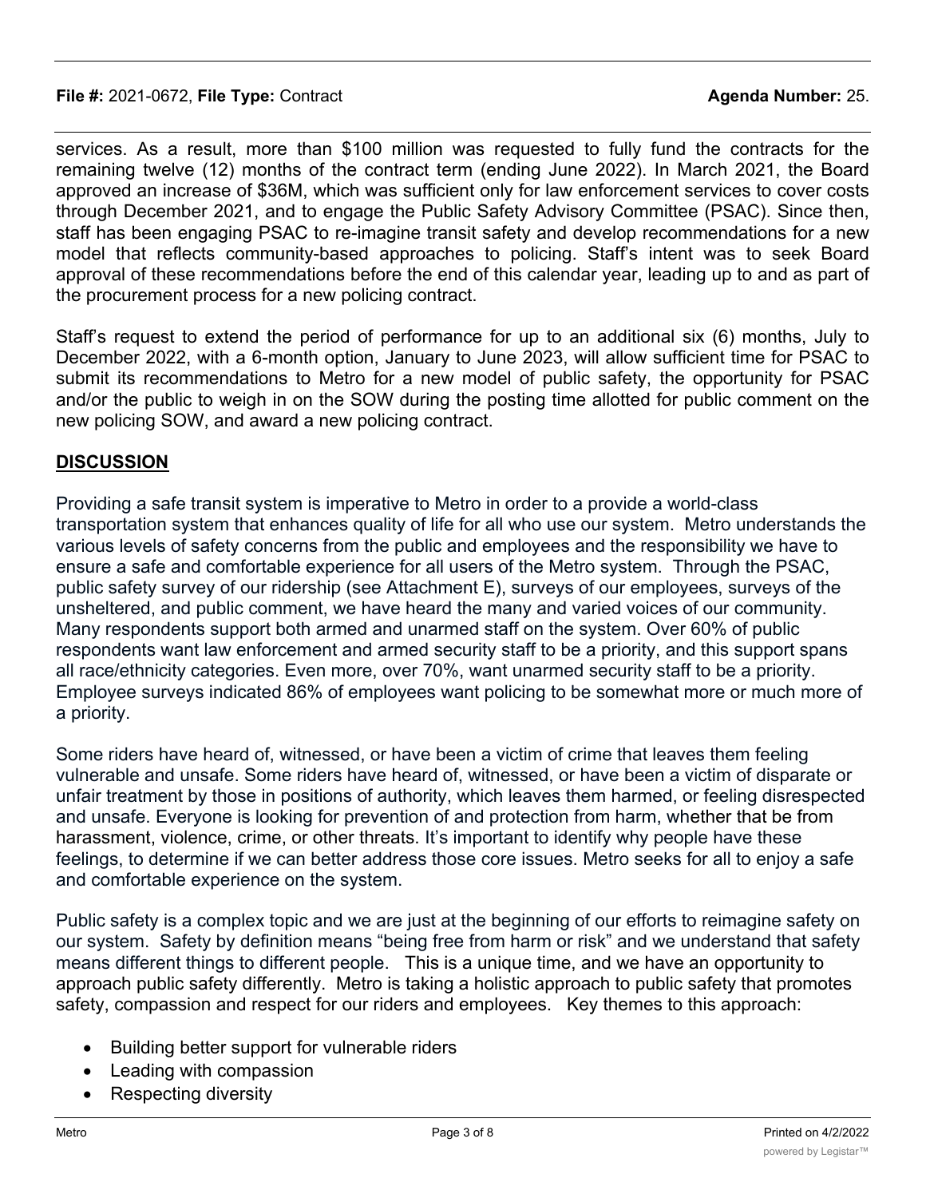services. As a result, more than \$100 million was requested to fully fund the contracts for the remaining twelve (12) months of the contract term (ending June 2022). In March 2021, the Board approved an increase of \$36M, which was sufficient only for law enforcement services to cover costs through December 2021, and to engage the Public Safety Advisory Committee (PSAC). Since then, staff has been engaging PSAC to re-imagine transit safety and develop recommendations for a new model that reflects community-based approaches to policing. Staff's intent was to seek Board approval of these recommendations before the end of this calendar year, leading up to and as part of the procurement process for a new policing contract.

Staff's request to extend the period of performance for up to an additional six (6) months, July to December 2022, with a 6-month option, January to June 2023, will allow sufficient time for PSAC to submit its recommendations to Metro for a new model of public safety, the opportunity for PSAC and/or the public to weigh in on the SOW during the posting time allotted for public comment on the new policing SOW, and award a new policing contract.

## DISCUSSION

Providing a safe transit system is imperative to Metro in order to a provide a world-class transportation system that enhances quality of life for all who use our system. Metro understands the various levels of safety concerns from the public and employees and the responsibility we have to ensure a safe and comfortable experience for all users of the Metro system. Through the PSAC, public safety survey of our ridership (see Attachment E), surveys of our employees, surveys of the unsheltered, and public comment, we have heard the many and varied voices of our community. Many respondents support both armed and unarmed staff on the system. Over 60% of public respondents want law enforcement and armed security staff to be a priority, and this support spans all race/ethnicity categories. Even more, over 70%, want unarmed security staff to be a priority. Employee surveys indicated 86% of employees want policing to be somewhat more or much more of a priority.

Some riders have heard of, witnessed, or have been a victim of crime that leaves them feeling vulnerable and unsafe. Some riders have heard of, witnessed, or have been a victim of disparate or unfair treatment by those in positions of authority, which leaves them harmed, or feeling disrespected and unsafe. Everyone is looking for prevention of and protection from harm, whether that be from harassment, violence, crime, or other threats. It's important to identify why people have these feelings, to determine if we can better address those core issues. Metro seeks for all to enjoy a safe and comfortable experience on the system.

Public safety is a complex topic and we are just at the beginning of our efforts to reimagine safety on our system. Safety by definition means "being free from harm or risk" and we understand that safety means different things to different people. This is a unique time, and we have an opportunity to approach public safety differently. Metro is taking a holistic approach to public safety that promotes safety, compassion and respect for our riders and employees. Key themes to this approach:

- Building better support for vulnerable riders
- Leading with compassion
- Respecting diversity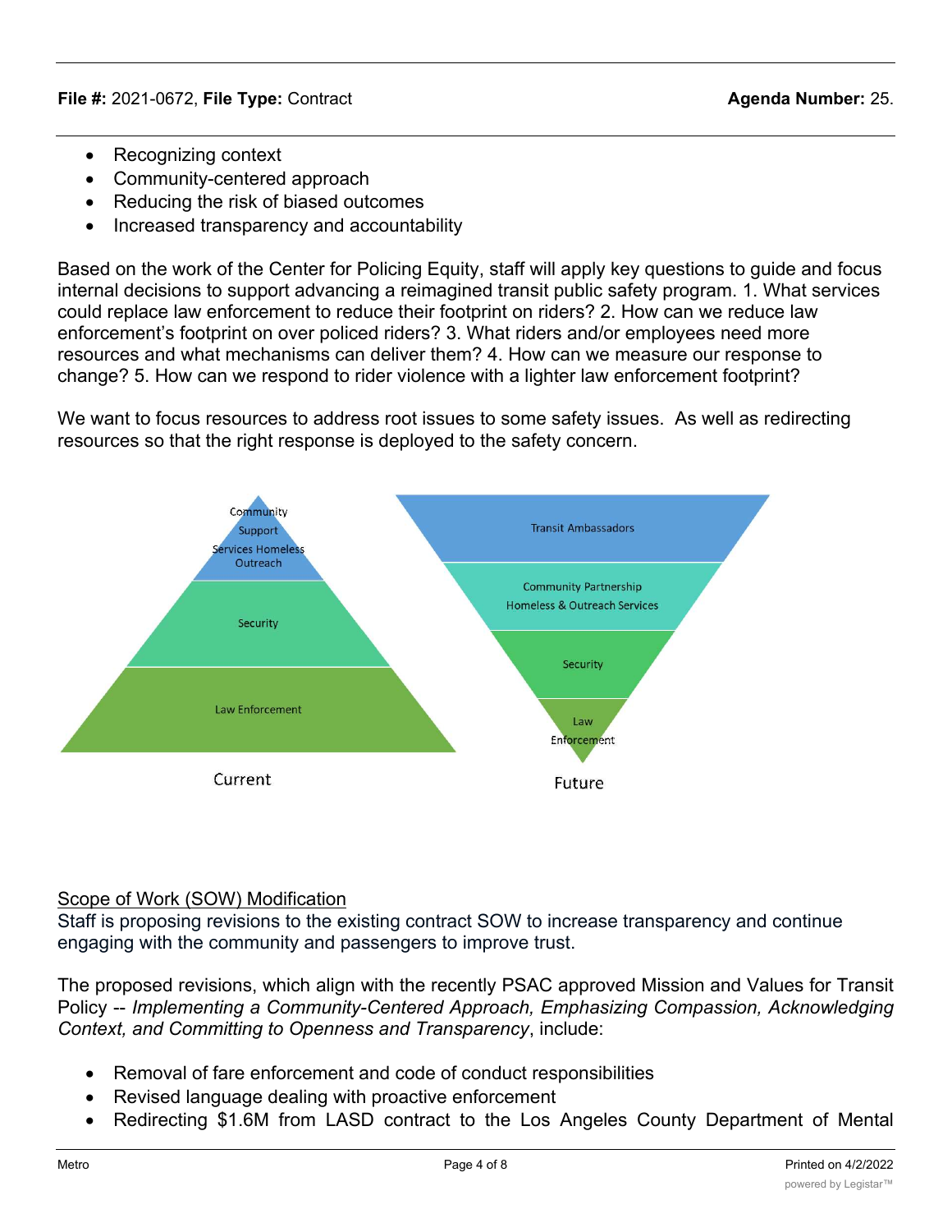- Recognizing context
- Community-centered approach
- Reducing the risk of biased outcomes
- Increased transparency and accountability

Based on the work of the Center for Policing Equity, staff will apply key questions to guide and focus internal decisions to support advancing a reimagined transit public safety program. 1. What services could replace law enforcement to reduce their footprint on riders? 2. How can we reduce law enforcement's footprint on over policed riders? 3. What riders and/or employees need more resources and what mechanisms can deliver them? 4. How can we measure our response to change? 5. How can we respond to rider violence with a lighter law enforcement footprint?

We want to focus resources to address root issues to some safety issues. As well as redirecting resources so that the right response is deployed to the safety concern.

Community Support Services Homeless Outreach

Security

Law Enforcement

Current

Transit Ambassadors

Community Partnership Homeless & Outreach Services

Security

Law Enforcement

Future

Scope of Work (SOW) Modification

Staff is proposing revisions to the existing contract SOW to increase transparency and continue engaging with the community and passengers to improve trust.

The proposed revisions, which align with the recently PSAC approved Mission and Values for Transit Policy -- *Implementing a Community-Centered Approach, Emphasizing Compassion, Acknowledging Context, and Committing to Openness and Transparency*, include:

- Removal of fare enforcement and code of conduct responsibilities
- Revised language dealing with proactive enforcement
- Redirecting \$1.6M from LASD contract to the Los Angeles County Department of Mental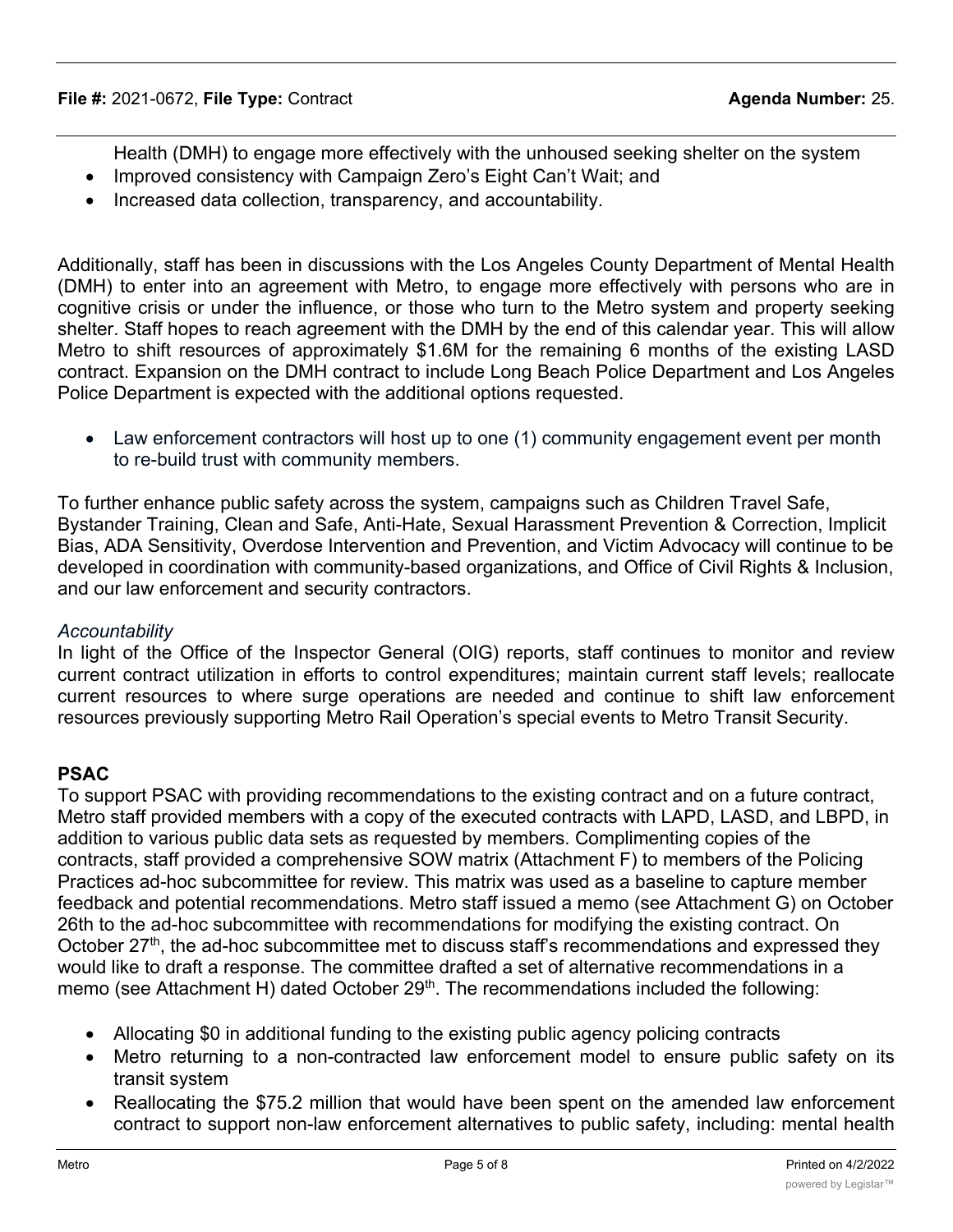Health (DMH) to engage more effectively with the unhoused seeking shelter on the system

- Improved consistency with Campaign Zero's Eight Can't Wait; and
- Increased data collection, transparency, and accountability.

Additionally, staff has been in discussions with the Los Angeles County Department of Mental Health (DMH) to enter into an agreement with Metro, to engage more effectively with persons who are in cognitive crisis or under the influence, or those who turn to the Metro system and property seeking shelter. Staff hopes to reach agreement with the DMH by the end of this calendar year. This will allow Metro to shift resources of approximately $1.6M for the remaining 6 months of the existing LASD contract. Expansion on the DMH contract to include Long Beach Police Department and Los Angeles Police Department is expected with the additional options requested.

- Law enforcement contractors will host up to one (1) community engagement event per month to re-build trust with community members.

To further enhance public safety across the system, campaigns such as Children Travel Safe, Bystander Training, Clean and Safe, Anti-Hate, Sexual Harassment Prevention & Correction, Implicit Bias, ADA Sensitivity, Overdose Intervention and Prevention, and Victim Advocacy will continue to be developed in coordination with community-based organizations, and Office of Civil Rights & Inclusion, and our law enforcement and security contractors.

*Accountability*

In light of the Office of the Inspector General (OIG) reports, staff continues to monitor and review current contract utilization in efforts to control expenditures; maintain current staff levels; reallocate current resources to where surge operations are needed and continue to shift law enforcement resources previously supporting Metro Rail Operation's special events to Metro Transit Security.

**PSAC**

To support PSAC with providing recommendations to the existing contract and on a future contract, Metro staff provided members with a copy of the executed contracts with LAPD, LASD, and LBPD, in addition to various public data sets as requested by members. Complimenting copies of the contracts, staff provided a comprehensive SOW matrix (Attachment F) to members of the Policing Practices ad-hoc subcommittee for review. This matrix was used as a baseline to capture member feedback and potential recommendations. Metro staff issued a memo (see Attachment G) on October 26th to the ad-hoc subcommittee with recommendations for modifying the existing contract. On October 27th, the ad-hoc subcommittee met to discuss staff's recommendations and expressed they would like to draft a response. The committee drafted a set of alternative recommendations in a memo (see Attachment H) dated October 29th. The recommendations included the following:

- Allocating $0 in additional funding to the existing public agency policing contracts
- Metro returning to a non-contracted law enforcement model to ensure public safety on its transit system
- Reallocating the $75.2 million that would have been spent on the amended law enforcement contract to support non-law enforcement alternatives to public safety, including: mental health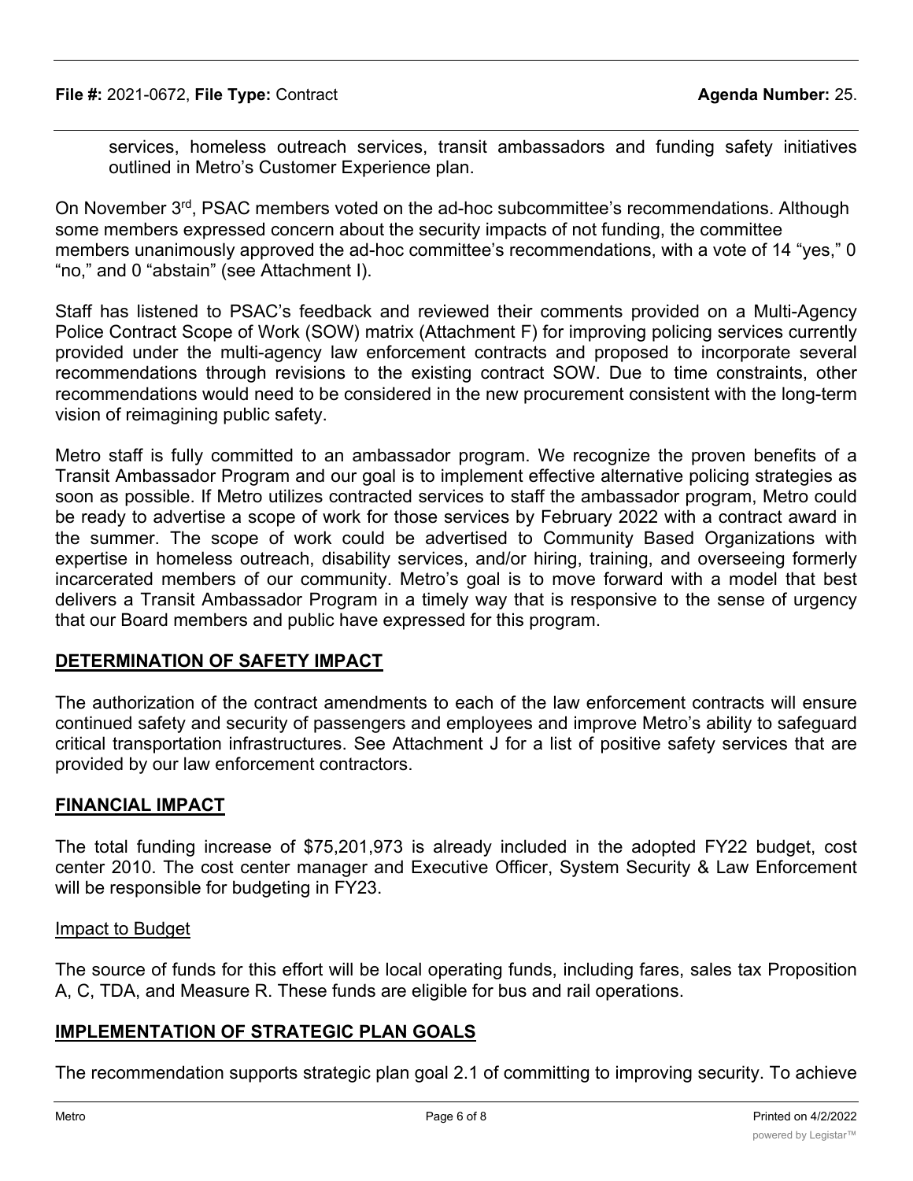services, homeless outreach services, transit ambassadors and funding safety initiatives outlined in Metro's Customer Experience plan.

On November 3rd, PSAC members voted on the ad-hoc subcommittee's recommendations. Although some members expressed concern about the security impacts of not funding, the committee members unanimously approved the ad-hoc committee's recommendations, with a vote of 14 "yes," 0 "no," and 0 "abstain" (see Attachment I).

Staff has listened to PSAC's feedback and reviewed their comments provided on a Multi-Agency Police Contract Scope of Work (SOW) matrix (Attachment F) for improving policing services currently provided under the multi-agency law enforcement contracts and proposed to incorporate several recommendations through revisions to the existing contract SOW. Due to time constraints, other recommendations would need to be considered in the new procurement consistent with the long-term vision of reimagining public safety.

Metro staff is fully committed to an ambassador program. We recognize the proven benefits of a Transit Ambassador Program and our goal is to implement effective alternative policing strategies as soon as possible. If Metro utilizes contracted services to staff the ambassador program, Metro could be ready to advertise a scope of work for those services by February 2022 with a contract award in the summer. The scope of work could be advertised to Community Based Organizations with expertise in homeless outreach, disability services, and/or hiring, training, and overseeing formerly incarcerated members of our community. Metro's goal is to move forward with a model that best delivers a Transit Ambassador Program in a timely way that is responsive to the sense of urgency that our Board members and public have expressed for this program.

## DETERMINATION OF SAFETY IMPACT

The authorization of the contract amendments to each of the law enforcement contracts will ensure continued safety and security of passengers and employees and improve Metro's ability to safeguard critical transportation infrastructures. See Attachment J for a list of positive safety services that are provided by our law enforcement contractors.

## FINANCIAL IMPACT

The total funding increase of $75,201,973 is already included in the adopted FY22 budget, cost center 2010. The cost center manager and Executive Officer, System Security & Law Enforcement will be responsible for budgeting in FY23.

### Impact to Budget

The source of funds for this effort will be local operating funds, including fares, sales tax Proposition A, C, TDA, and Measure R. These funds are eligible for bus and rail operations.

## IMPLEMENTATION OF STRATEGIC PLAN GOALS

The recommendation supports strategic plan goal 2.1 of committing to improving security. To achieve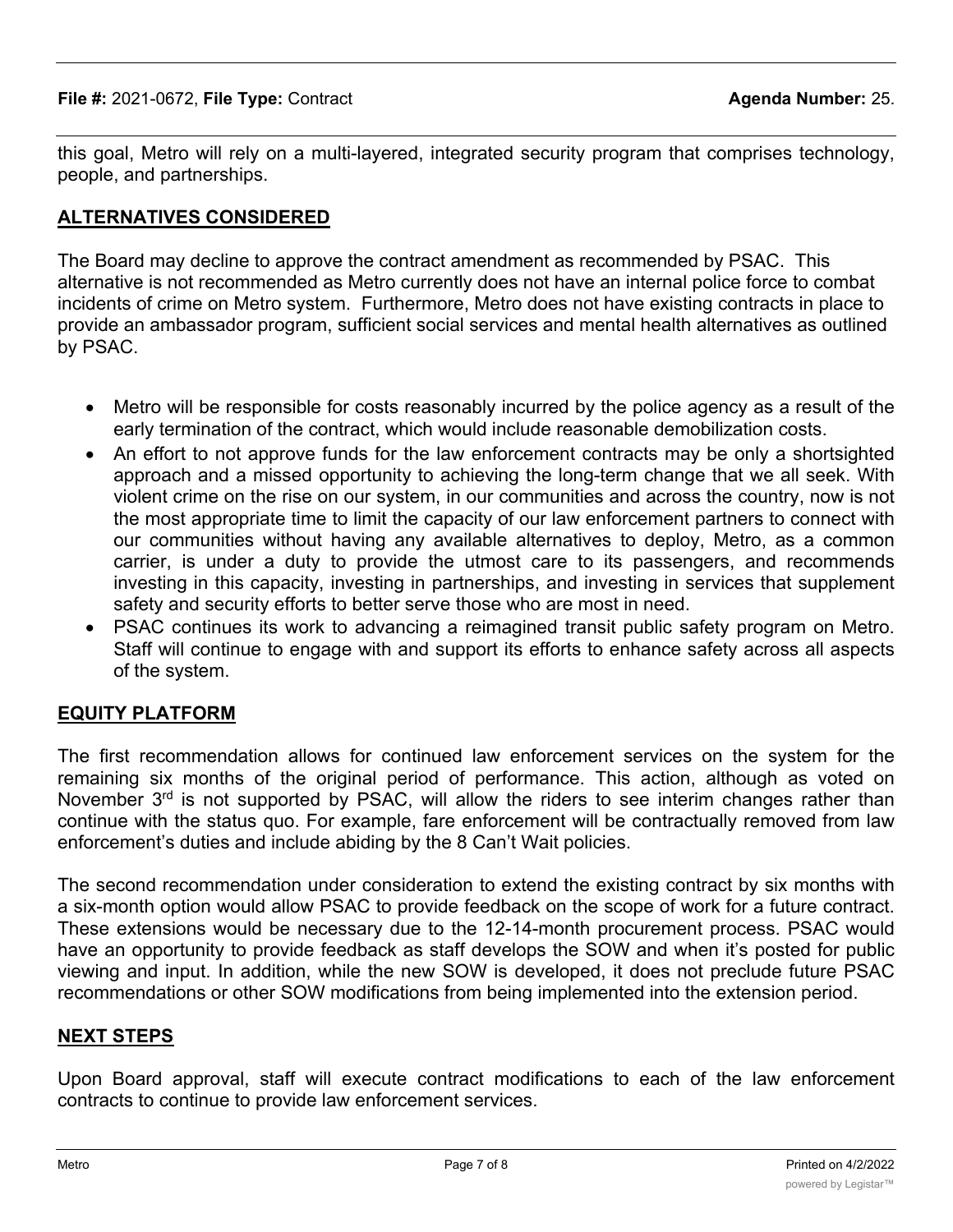this goal, Metro will rely on a multi-layered, integrated security program that comprises technology, people, and partnerships.

## ALTERNATIVES CONSIDERED

The Board may decline to approve the contract amendment as recommended by PSAC. This alternative is not recommended as Metro currently does not have an internal police force to combat incidents of crime on Metro system. Furthermore, Metro does not have existing contracts in place to provide an ambassador program, sufficient social services and mental health alternatives as outlined by PSAC.

- Metro will be responsible for costs reasonably incurred by the police agency as a result of the early termination of the contract, which would include reasonable demobilization costs.
- An effort to not approve funds for the law enforcement contracts may be only a shortsighted approach and a missed opportunity to achieving the long-term change that we all seek. With violent crime on the rise on our system, in our communities and across the country, now is not the most appropriate time to limit the capacity of our law enforcement partners to connect with our communities without having any available alternatives to deploy, Metro, as a common carrier, is under a duty to provide the utmost care to its passengers, and recommends investing in this capacity, investing in partnerships, and investing in services that supplement safety and security efforts to better serve those who are most in need.
- PSAC continues its work to advancing a reimagined transit public safety program on Metro. Staff will continue to engage with and support its efforts to enhance safety across all aspects of the system.

## EQUITY PLATFORM

The first recommendation allows for continued law enforcement services on the system for the remaining six months of the original period of performance. This action, although as voted on November 3rd is not supported by PSAC, will allow the riders to see interim changes rather than continue with the status quo. For example, fare enforcement will be contractually removed from law enforcement's duties and include abiding by the 8 Can't Wait policies.

The second recommendation under consideration to extend the existing contract by six months with a six-month option would allow PSAC to provide feedback on the scope of work for a future contract. These extensions would be necessary due to the 12-14-month procurement process. PSAC would have an opportunity to provide feedback as staff develops the SOW and when it's posted for public viewing and input. In addition, while the new SOW is developed, it does not preclude future PSAC recommendations or other SOW modifications from being implemented into the extension period.

## NEXT STEPS

Upon Board approval, staff will execute contract modifications to each of the law enforcement contracts to continue to provide law enforcement services.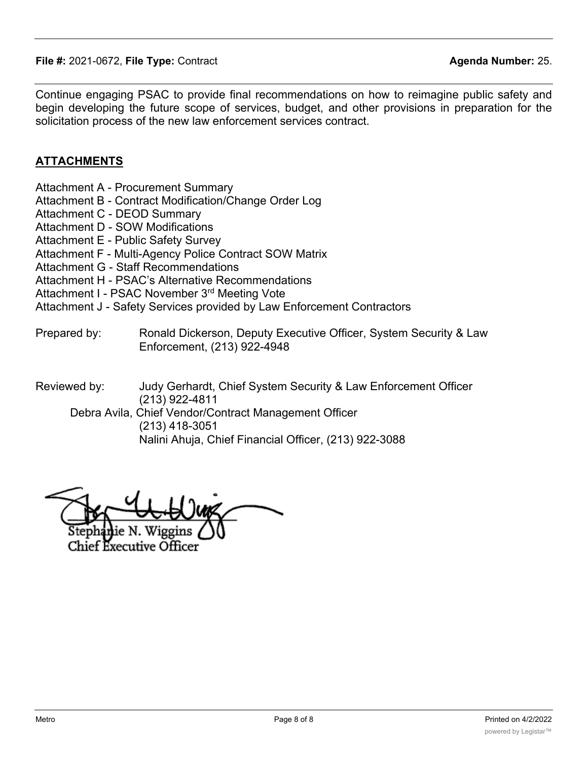Continue engaging PSAC to provide final recommendations on how to reimagine public safety and begin developing the future scope of services, budget, and other provisions in preparation for the solicitation process of the new law enforcement services contract.

## ATTACHMENTS

Attachment A - Procurement Summary
Attachment B - Contract Modification/Change Order Log
Attachment C - DEOD Summary
Attachment D - SOW Modifications
Attachment E - Public Safety Survey
Attachment F - Multi-Agency Police Contract SOW Matrix
Attachment G - Staff Recommendations
Attachment H - PSAC's Alternative Recommendations
Attachment I - PSAC November 3rd Meeting Vote
Attachment J - Safety Services provided by Law Enforcement Contractors

Prepared by: Ronald Dickerson, Deputy Executive Officer, System Security & Law Enforcement, (213) 922-4948

Reviewed by: Judy Gerhardt, Chief System Security & Law Enforcement Officer (213) 922-4811
Debra Avila, Chief Vendor/Contract Management Officer (213) 418-3051
Nalini Ahuja, Chief Financial Officer, (213) 922-3088

Stephanie N. Wiggins
Chief Executive Officer